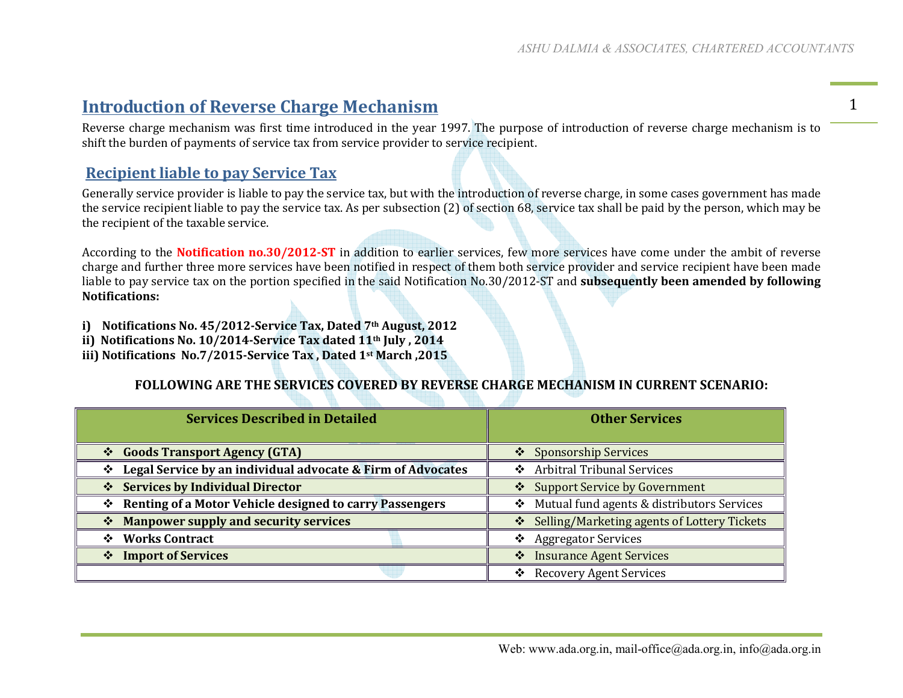## Introduction of Reverse Charge Mechanism

Reverse charge mechanism was first time introduced in the year 1997. The purpose of introduction of reverse charge mechanism is to shift the burden of payments of service tax from service provider to service recipient.

## Recipient liable to pay Service Tax

Generally service provider is liable to pay the service tax, but with the introduction of reverse charge, in some cases government has made the service recipient liable to pay the service tax. As per subsection (2) of section 68, service tax shall be paid by the person, which may be the recipient of the taxable service.

According to the **Notification no.30/2012-ST** in addition to earlier services, few more services have come under the ambit of reverse charge and further three more services have been notified in respect of them both service provider and service recipient have been made liable to pay service tax on the portion specified in the said Notification No.30/2012-ST and **subsequently been amended by following Notifications:**

**i) Notifications No. 45/2012-Service Tax, Dated 7th August, 2012**
**ii) Notifications No. 10/2014-Service Tax dated 11th July , 2014**
**iii) Notifications No.7/2015-Service Tax , Dated 1st March ,2015**

**FOLLOWING ARE THE SERVICES COVERED BY REVERSE CHARGE MECHANISM IN CURRENT SCENARIO:**

| Services Described in Detailed | Other Services |
|---|---|
| ❖ **Goods Transport Agency (GTA)** | ❖ Sponsorship Services |
| ❖ **Legal Service by an individual advocate & Firm of Advocates** | ❖ Arbitral Tribunal Services |
| ❖ **Services by Individual Director** | ❖ Support Service by Government |
| ❖ **Renting of a Motor Vehicle designed to carry Passengers** | ❖ Mutual fund agents & distributors Services |
| ❖ **Manpower supply and security services** | ❖ Selling/Marketing agents of Lottery Tickets |
| ❖ **Works Contract** | ❖ Aggregator Services |
| ❖ **Import of Services** | ❖ Insurance Agent Services |
| | ❖ Recovery Agent Services |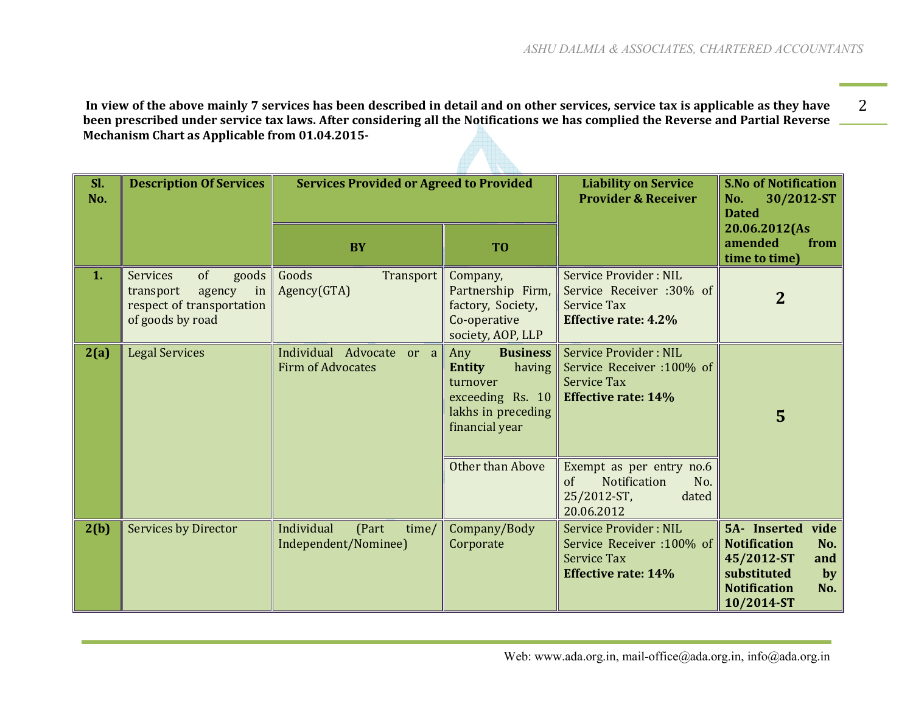**In view of the above mainly 7 services has been described in detail and on other services, service tax is applicable as they have been prescribed under service tax laws. After considering all the Notifications we has complied the Reverse and Partial Reverse Mechanism Chart as Applicable from 01.04.2015-**

| Sl. No. | Description Of Services | Services Provided or Agreed to Provided | | Liability on Service Provider & Receiver | S.No of Notification No. 30/2012-ST Dated 20.06.2012(As amended from time to time) |
|---|---|---|---|---|---|
| | | **BY** | **TO** | | |
| **1.** | Services of goods transport agency in respect of transportation of goods by road | Goods Transport Agency(GTA) | Company, Partnership Firm, factory, Society, Co-operative society, AOP, LLP | Service Provider : NIL<br>Service Receiver :30% of Service Tax<br>**Effective rate: 4.2%** | **2** |
| **2(a)** | Legal Services | Individual Advocate or a Firm of Advocates | Any **Business Entity** having turnover exceeding Rs. 10 lakhs in preceding financial year | Service Provider : NIL<br>Service Receiver :100% of Service Tax<br>**Effective rate: 14%** | **5** |
| | | | Other than Above | Exempt as per entry no.6 of Notification No. 25/2012-ST, dated 20.06.2012 | |
| **2(b)** | Services by Director | Individual (Part time/ Independent/Nominee) | Company/Body Corporate | Service Provider : NIL<br>Service Receiver :100% of Service Tax<br>**Effective rate: 14%** | **5A- Inserted vide Notification No. 45/2012-ST and substituted by Notification No. 10/2014-ST** |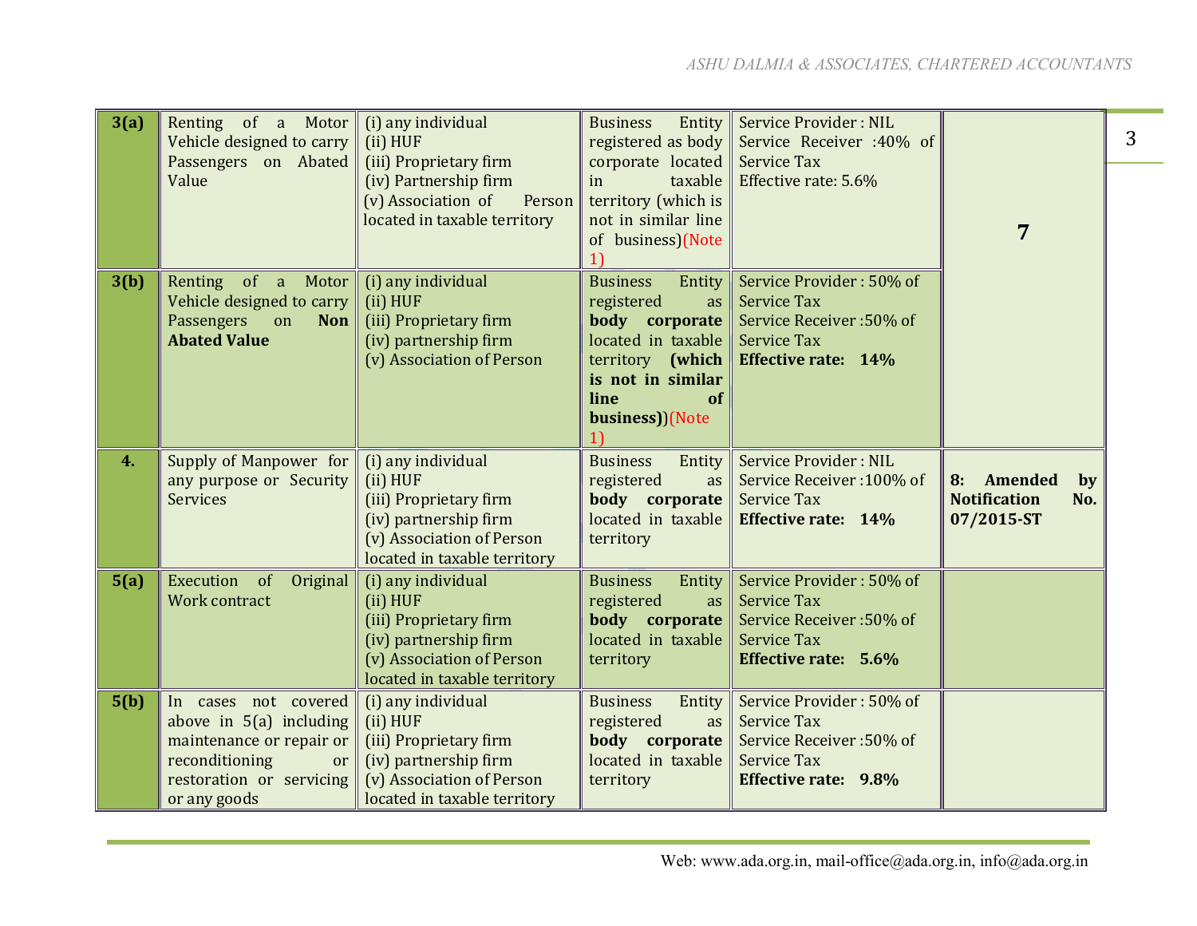| **3(a)** | Renting of a Motor Vehicle designed to carry Passengers on Abated Value | (i) any individual<br>(ii) HUF<br>(iii) Proprietary firm<br>(iv) Partnership firm<br>(v) Association of Person located in taxable territory | Business Entity registered as body corporate located in taxable territory (which is not in similar line of business)(Note 1) | Service Provider : NIL<br>Service Receiver :40% of Service Tax<br>Effective rate: 5.6% | **7** |
|---|---|---|---|---|---|
| **3(b)** | Renting of a Motor Vehicle designed to carry Passengers on **Non Abated Value** | (i) any individual<br>(ii) HUF<br>(iii) Proprietary firm<br>(iv) partnership firm<br>(v) Association of Person | Business Entity registered as **body corporate** located in taxable territory **(which is not in similar line of business)**(Note 1) | Service Provider : 50% of Service Tax<br>Service Receiver :50% of Service Tax<br>**Effective rate: 14%** | |
| **4.** | Supply of Manpower for any purpose or Security Services | (i) any individual<br>(ii) HUF<br>(iii) Proprietary firm<br>(iv) partnership firm<br>(v) Association of Person located in taxable territory | Business Entity registered as **body corporate** located in taxable territory | Service Provider : NIL<br>Service Receiver :100% of Service Tax<br>**Effective rate: 14%** | **8: Amended by Notification No. 07/2015-ST** |
| **5(a)** | Execution of Original Work contract | (i) any individual<br>(ii) HUF<br>(iii) Proprietary firm<br>(iv) partnership firm<br>(v) Association of Person located in taxable territory | Business Entity registered as **body corporate** located in taxable territory | Service Provider : 50% of Service Tax<br>Service Receiver :50% of Service Tax<br>**Effective rate: 5.6%** | |
| **5(b)** | In cases not covered above in 5(a) including maintenance or repair or reconditioning or restoration or servicing or any goods | (i) any individual<br>(ii) HUF<br>(iii) Proprietary firm<br>(iv) partnership firm<br>(v) Association of Person located in taxable territory | Business Entity registered as **body corporate** located in taxable territory | Service Provider : 50% of Service Tax<br>Service Receiver :50% of Service Tax<br>**Effective rate: 9.8%** | |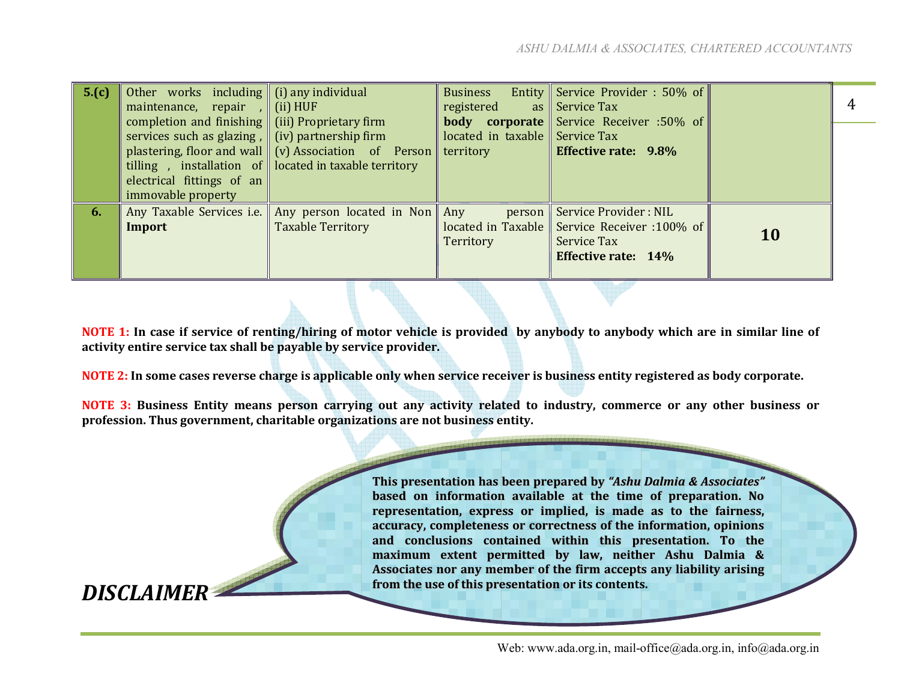| | | | | | |
|---|---|---|---|---|---|
| **5.(c)** | Other works including maintenance, repair , completion and finishing services such as glazing , plastering, floor and wall tilling , installation of electrical fittings of an immovable property | (i) any individual<br>(ii) HUF<br>(iii) Proprietary firm<br>(iv) partnership firm<br>(v) Association of Person located in taxable territory | Business Entity registered as **body corporate** located in taxable territory | Service Provider : 50% of Service Tax<br>Service Receiver :50% of Service Tax<br>**Effective rate: 9.8%** | |
| **6.** | Any Taxable Services i.e. **Import** | Any person located in Non Taxable Territory | Any person located in Taxable Territory | Service Provider : NIL<br>Service Receiver :100% of Service Tax<br>**Effective rate: 14%** | **10** |

**NOTE 1: In case if service of renting/hiring of motor vehicle is provided by anybody to anybody which are in similar line of activity entire service tax shall be payable by service provider.**

**NOTE 2: In some cases reverse charge is applicable only when service receiver is business entity registered as body corporate.**

**NOTE 3: Business Entity means person carrying out any activity related to industry, commerce or any other business or profession. Thus government, charitable organizations are not business entity.**

***DISCLAIMER***

**This presentation has been prepared by *"Ashu Dalmia & Associates"* based on information available at the time of preparation. No representation, express or implied, is made as to the fairness, accuracy, completeness or correctness of the information, opinions and conclusions contained within this presentation. To the maximum extent permitted by law, neither Ashu Dalmia & Associates nor any member of the firm accepts any liability arising from the use of this presentation or its contents.**